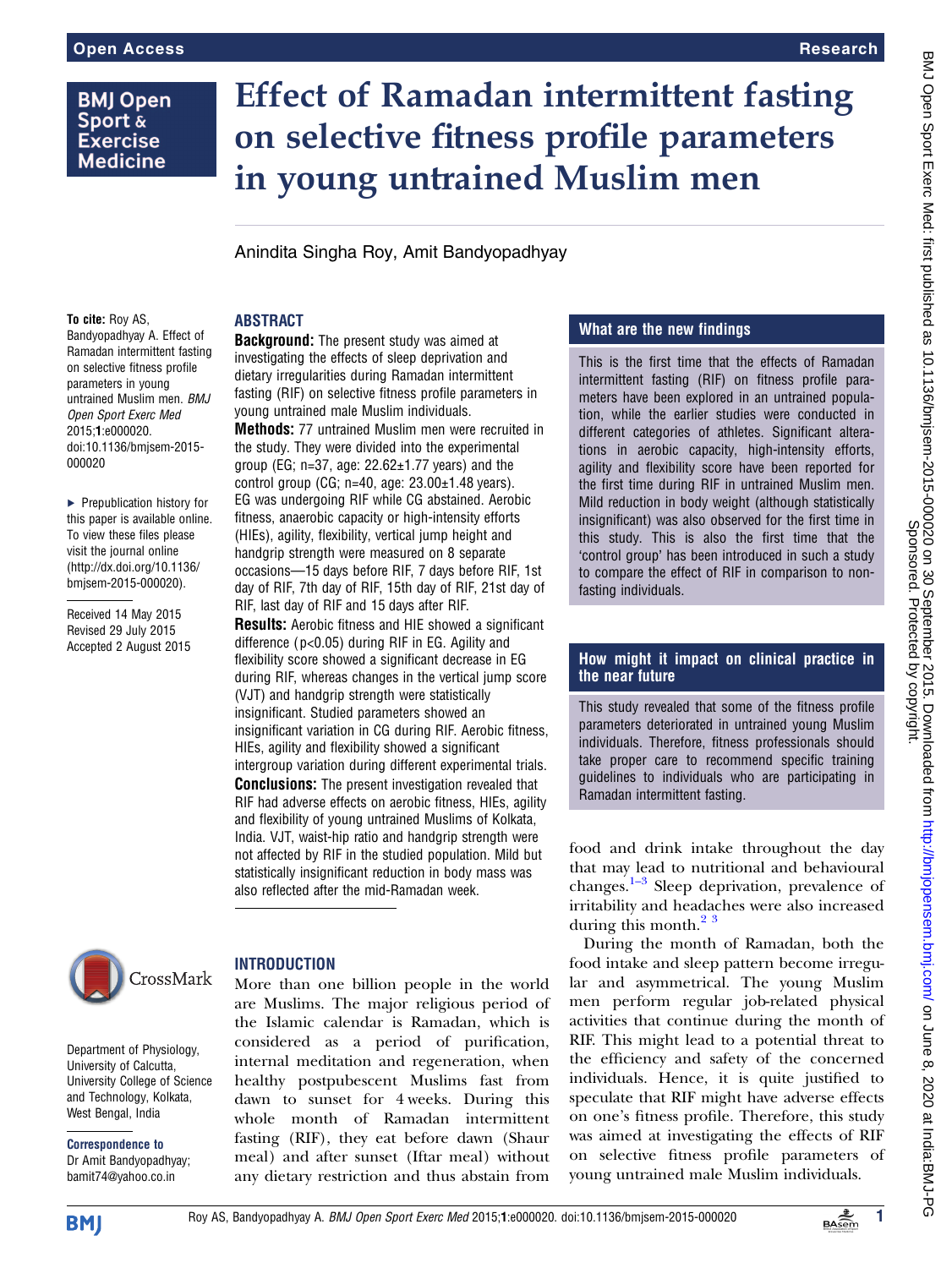# Effect of Ramadan intermittent fasting on selective fitness profile parameters in young untrained Muslim men

Anindita Singha Roy, Amit Bandyopadhyay

**To cite:** Roy AS, Bandyopadhyay A. Effect of Ramadan intermittent fasting on selective fitness profile parameters in young untrained Muslim men. *BMJ Open Sport Exerc Med* 2015;**1**:e000020. doi:10.1136/bmjsem-2015-000020

► Prepublication history for this paper is available online. To view these files please visit the journal online (http://dx.doi.org/10.1136/bmjsem-2015-000020).

Received 14 May 2015
Revised 29 July 2015
Accepted 2 August 2015

Department of Physiology, University of Calcutta, University College of Science and Technology, Kolkata, West Bengal, India

**Correspondence to**
Dr Amit Bandyopadhyay; bamit74@yahoo.co.in

## ABSTRACT

**Background:** The present study was aimed at investigating the effects of sleep deprivation and dietary irregularities during Ramadan intermittent fasting (RIF) on selective fitness profile parameters in young untrained male Muslim individuals.

**Methods:** 77 untrained Muslim men were recruited in the study. They were divided into the experimental group (EG; n=37, age: 22.62±1.77 years) and the control group (CG; n=40, age: 23.00±1.48 years). EG was undergoing RIF while CG abstained. Aerobic fitness, anaerobic capacity or high-intensity efforts (HIEs), agility, flexibility, vertical jump height and handgrip strength were measured on 8 separate occasions—15 days before RIF, 7 days before RIF, 1st day of RIF, 7th day of RIF, 15th day of RIF, 21st day of RIF, last day of RIF and 15 days after RIF.

**Results:** Aerobic fitness and HIE showed a significant difference ($p<0.05$) during RIF in EG. Agility and flexibility score showed a significant decrease in EG during RIF, whereas changes in the vertical jump score (VJT) and handgrip strength were statistically insignificant. Studied parameters showed an insignificant variation in CG during RIF. Aerobic fitness, HIEs, agility and flexibility showed a significant intergroup variation during different experimental trials.

**Conclusions:** The present investigation revealed that RIF had adverse effects on aerobic fitness, HIEs, agility and flexibility of young untrained Muslims of Kolkata, India. VJT, waist-hip ratio and handgrip strength were not affected by RIF in the studied population. Mild but statistically insignificant reduction in body mass was also reflected after the mid-Ramadan week.

### What are the new findings

This is the first time that the effects of Ramadan intermittent fasting (RIF) on fitness profile parameters have been explored in an untrained population, while the earlier studies were conducted in different categories of athletes. Significant alterations in aerobic capacity, high-intensity efforts, agility and flexibility score have been reported for the first time during RIF in untrained Muslim men. Mild reduction in body weight (although statistically insignificant) was also observed for the first time in this study. This is also the first time that the 'control group' has been introduced in such a study to compare the effect of RIF in comparison to non-fasting individuals.

### How might it impact on clinical practice in the near future

This study revealed that some of the fitness profile parameters deteriorated in untrained young Muslim individuals. Therefore, fitness professionals should take proper care to recommend specific training guidelines to individuals who are participating in Ramadan intermittent fasting.

## INTRODUCTION

More than one billion people in the world are Muslims. The major religious period of the Islamic calendar is Ramadan, which is considered as a period of purification, internal meditation and regeneration, when healthy postpubescent Muslims fast from dawn to sunset for 4 weeks. During this whole month of Ramadan intermittent fasting (RIF), they eat before dawn (Shaur meal) and after sunset (Iftar meal) without any dietary restriction and thus abstain from food and drink intake throughout the day that may lead to nutritional and behavioural changes.[1–3] Sleep deprivation, prevalence of irritability and headaches were also increased during this month.[2 3]

During the month of Ramadan, both the food intake and sleep pattern become irregular and asymmetrical. The young Muslim men perform regular job-related physical activities that continue during the month of RIF. This might lead to a potential threat to the efficiency and safety of the concerned individuals. Hence, it is quite justified to speculate that RIF might have adverse effects on one's fitness profile. Therefore, this study was aimed at investigating the effects of RIF on selective fitness profile parameters of young untrained male Muslim individuals.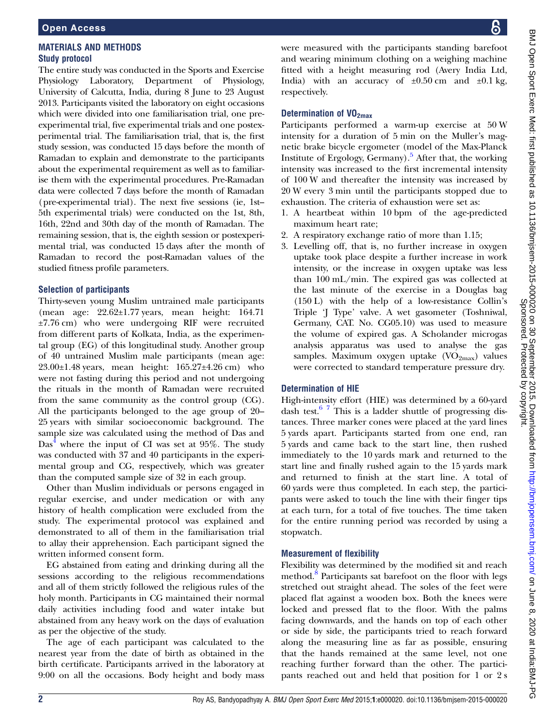## MATERIALS AND METHODS

### Study protocol

The entire study was conducted in the Sports and Exercise Physiology Laboratory, Department of Physiology, University of Calcutta, India, during 8 June to 23 August 2013. Participants visited the laboratory on eight occasions which were divided into one familiarisation trial, one pre-experimental trial, five experimental trials and one postexperimental trial. The familiarisation trial, that is, the first study session, was conducted 15 days before the month of Ramadan to explain and demonstrate to the participants about the experimental requirement as well as to familiarise them with the experimental procedures. Pre-Ramadan data were collected 7 days before the month of Ramadan (pre-experimental trial). The next five sessions (ie, 1st–5th experimental trials) were conducted on the 1st, 8th, 16th, 22nd and 30th day of the month of Ramadan. The remaining session, that is, the eighth session or postexperimental trial, was conducted 15 days after the month of Ramadan to record the post-Ramadan values of the studied fitness profile parameters.

### Selection of participants

Thirty-seven young Muslim untrained male participants (mean age: 22.62±1.77 years, mean height: 164.71 ±7.76 cm) who were undergoing RIF were recruited from different parts of Kolkata, India, as the experimental group (EG) of this longitudinal study. Another group of 40 untrained Muslim male participants (mean age: 23.00±1.48 years, mean height: 165.27±4.26 cm) who were not fasting during this period and not undergoing the rituals in the month of Ramadan were recruited from the same community as the control group (CG). All the participants belonged to the age group of 20–25 years with similar socioeconomic background. The sample size was calculated using the method of Das and Das[4] where the input of CI was set at 95%. The study was conducted with 37 and 40 participants in the experimental group and CG, respectively, which was greater than the computed sample size of 32 in each group.

Other than Muslim individuals or persons engaged in regular exercise, and under medication or with any history of health complication were excluded from the study. The experimental protocol was explained and demonstrated to all of them in the familiarisation trial to allay their apprehension. Each participant signed the written informed consent form.

EG abstained from eating and drinking during all the sessions according to the religious recommendations and all of them strictly followed the religious rules of the holy month. Participants in CG maintained their normal daily activities including food and water intake but abstained from any heavy work on the days of evaluation as per the objective of the study.

The age of each participant was calculated to the nearest year from the date of birth as obtained in the birth certificate. Participants arrived in the laboratory at 9:00 on all the occasions. Body height and body mass were measured with the participants standing barefoot and wearing minimum clothing on a weighing machine fitted with a height measuring rod (Avery India Ltd, India) with an accuracy of ±0.50 cm and ±0.1 kg, respectively.

### Determination of $VO_{2max}$

Participants performed a warm-up exercise at 50 W intensity for a duration of 5 min on the Muller's magnetic brake bicycle ergometer (model of the Max-Planck Institute of Ergology, Germany).[5] After that, the working intensity was increased to the first incremental intensity of 100 W and thereafter the intensity was increased by 20 W every 3 min until the participants stopped due to exhaustion. The criteria of exhaustion were set as:

1. A heartbeat within 10 bpm of the age-predicted maximum heart rate;
2. A respiratory exchange ratio of more than 1.15;
3. Levelling off, that is, no further increase in oxygen uptake took place despite a further increase in work intensity, or the increase in oxygen uptake was less than 100 mL/min. The expired gas was collected at the last minute of the exercise in a Douglas bag (150 L) with the help of a low-resistance Collin's Triple 'J Type' valve. A wet gasometer (Toshniwal, Germany, CAT. No. CG05.10) was used to measure the volume of expired gas. A Scholander microgas analysis apparatus was used to analyse the gas samples. Maximum oxygen uptake ($VO_{2max}$) values were corrected to standard temperature pressure dry.

### Determination of HIE

High-intensity effort (HIE) was determined by a 60-yard dash test.[6,7] This is a ladder shuttle of progressing distances. Three marker cones were placed at the yard lines 5 yards apart. Participants started from one end, ran 5 yards and came back to the start line, then rushed immediately to the 10 yards mark and returned to the start line and finally rushed again to the 15 yards mark and returned to finish at the start line. A total of 60 yards were thus completed. In each step, the participants were asked to touch the line with their finger tips at each turn, for a total of five touches. The time taken for the entire running period was recorded by using a stopwatch.

### Measurement of flexibility

Flexibility was determined by the modified sit and reach method.[8] Participants sat barefoot on the floor with legs stretched out straight ahead. The soles of the feet were placed flat against a wooden box. Both the knees were locked and pressed flat to the floor. With the palms facing downwards, and the hands on top of each other or side by side, the participants tried to reach forward along the measuring line as far as possible, ensuring that the hands remained at the same level, not one reaching further forward than the other. The participants reached out and held that position for 1 or 2 s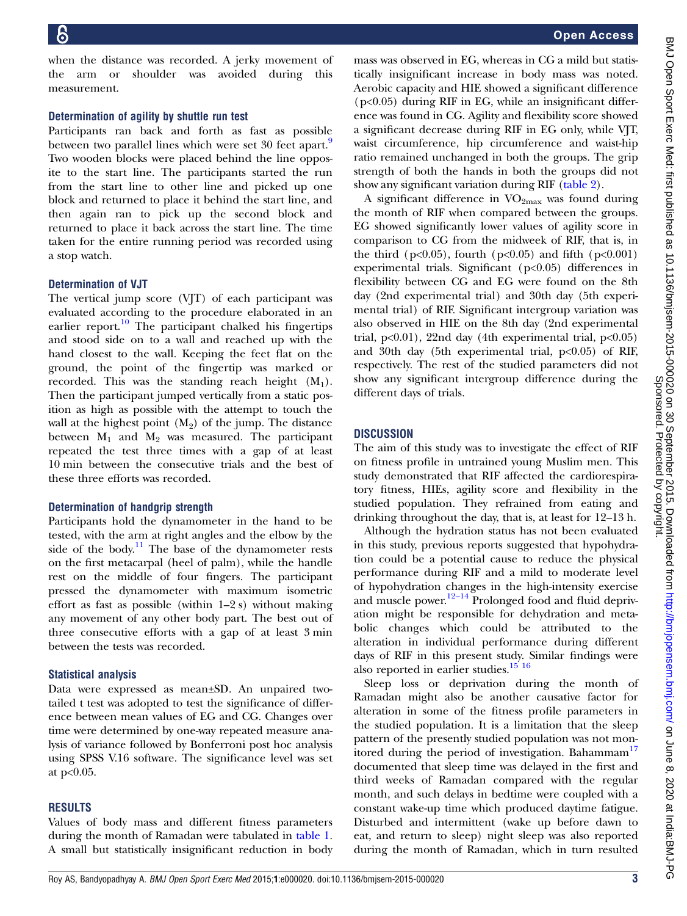when the distance was recorded. A jerky movement of the arm or shoulder was avoided during this measurement.

### Determination of agility by shuttle run test

Participants ran back and forth as fast as possible between two parallel lines which were set 30 feet apart.[9] Two wooden blocks were placed behind the line opposite to the start line. The participants started the run from the start line to other line and picked up one block and returned to place it behind the start line, and then again ran to pick up the second block and returned to place it back across the start line. The time taken for the entire running period was recorded using a stop watch.

### Determination of VJT

The vertical jump score (VJT) of each participant was evaluated according to the procedure elaborated in an earlier report.[10] The participant chalked his fingertips and stood side on to a wall and reached up with the hand closest to the wall. Keeping the feet flat on the ground, the point of the fingertip was marked or recorded. This was the standing reach height ($M_1$). Then the participant jumped vertically from a static position as high as possible with the attempt to touch the wall at the highest point ($M_2$) of the jump. The distance between $M_1$ and $M_2$ was measured. The participant repeated the test three times with a gap of at least 10 min between the consecutive trials and the best of these three efforts was recorded.

### Determination of handgrip strength

Participants hold the dynamometer in the hand to be tested, with the arm at right angles and the elbow by the side of the body.[11] The base of the dynamometer rests on the first metacarpal (heel of palm), while the handle rest on the middle of four fingers. The participant pressed the dynamometer with maximum isometric effort as fast as possible (within 1–2 s) without making any movement of any other body part. The best out of three consecutive efforts with a gap of at least 3 min between the tests was recorded.

### Statistical analysis

Data were expressed as mean±SD. An unpaired two-tailed t test was adopted to test the significance of difference between mean values of EG and CG. Changes over time were determined by one-way repeated measure analysis of variance followed by Bonferroni post hoc analysis using SPSS V.16 software. The significance level was set at $p<0.05$.

## RESULTS

Values of body mass and different fitness parameters during the month of Ramadan were tabulated in table 1. A small but statistically insignificant reduction in body mass was observed in EG, whereas in CG a mild but statistically insignificant increase in body mass was noted. Aerobic capacity and HIE showed a significant difference ($p<0.05$) during RIF in EG, while an insignificant difference was found in CG. Agility and flexibility score showed a significant decrease during RIF in EG only, while VJT, waist circumference, hip circumference and waist-hip ratio remained unchanged in both the groups. The grip strength of both the hands in both the groups did not show any significant variation during RIF (table 2).

A significant difference in $VO_{2max}$ was found during the month of RIF when compared between the groups. EG showed significantly lower values of agility score in comparison to CG from the midweek of RIF, that is, in the third ($p<0.05$), fourth ($p<0.05$) and fifth ($p<0.001$) experimental trials. Significant ($p<0.05$) differences in flexibility between CG and EG were found on the 8th day (2nd experimental trial) and 30th day (5th experimental trial) of RIF. Significant intergroup variation was also observed in HIE on the 8th day (2nd experimental trial, $p<0.01$), 22nd day (4th experimental trial, $p<0.05$) and 30th day (5th experimental trial, $p<0.05$) of RIF, respectively. The rest of the studied parameters did not show any significant intergroup difference during the different days of trials.

## DISCUSSION

The aim of this study was to investigate the effect of RIF on fitness profile in untrained young Muslim men. This study demonstrated that RIF affected the cardiorespiratory fitness, HIEs, agility score and flexibility in the studied population. They refrained from eating and drinking throughout the day, that is, at least for 12–13 h.

Although the hydration status has not been evaluated in this study, previous reports suggested that hypohydration could be a potential cause to reduce the physical performance during RIF and a mild to moderate level of hypohydration changes in the high-intensity exercise and muscle power.[12–14] Prolonged food and fluid deprivation might be responsible for dehydration and metabolic changes which could be attributed to the alteration in individual performance during different days of RIF in this present study. Similar findings were also reported in earlier studies.[15,16]

Sleep loss or deprivation during the month of Ramadan might also be another causative factor for alteration in some of the fitness profile parameters in the studied population. It is a limitation that the sleep pattern of the presently studied population was not monitored during the period of investigation. Bahammam[17] documented that sleep time was delayed in the first and third weeks of Ramadan compared with the regular month, and such delays in bedtime were coupled with a constant wake-up time which produced daytime fatigue. Disturbed and intermittent (wake up before dawn to eat, and return to sleep) night sleep was also reported during the month of Ramadan, which in turn resulted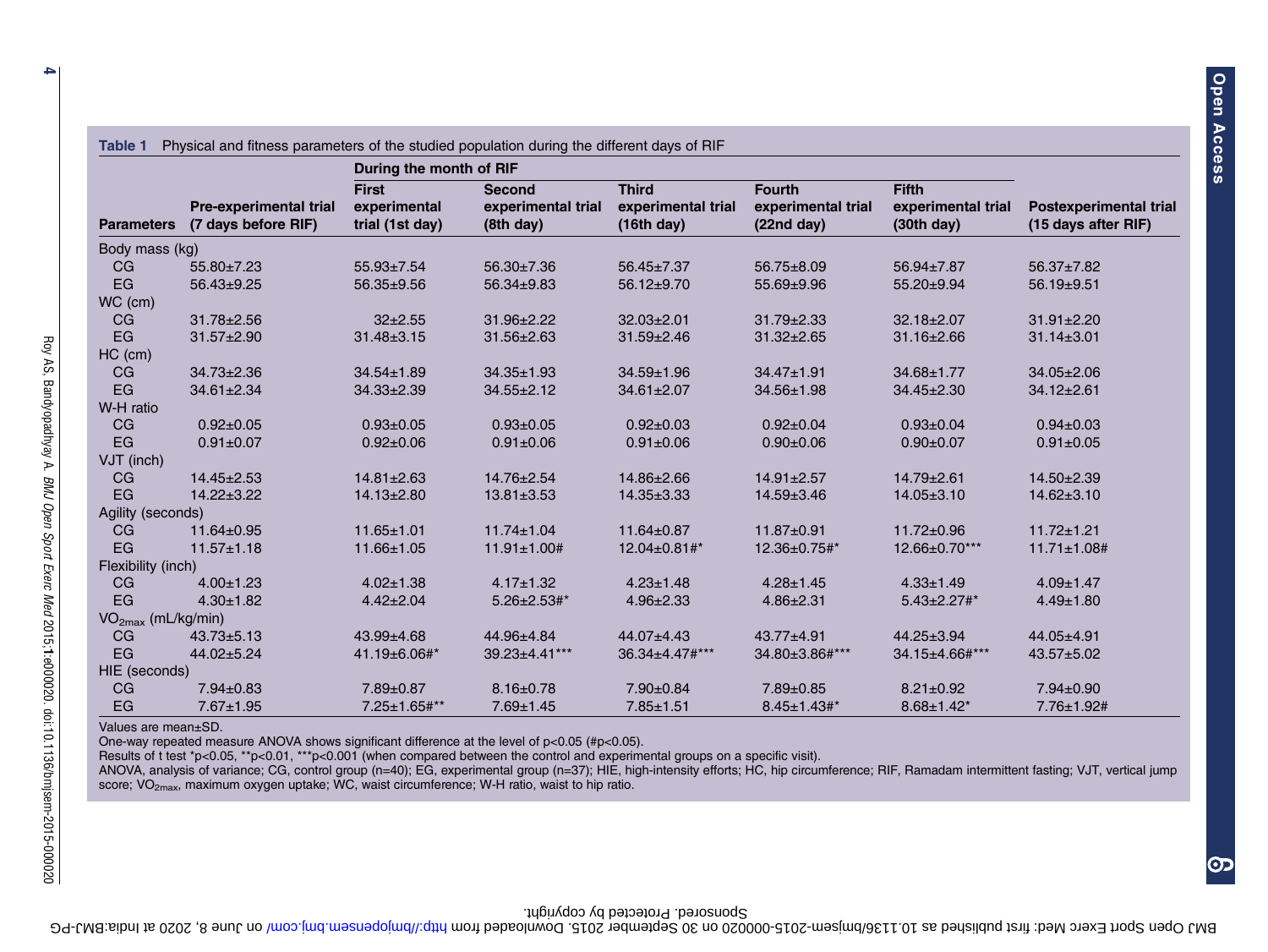**Table 1** Physical and fitness parameters of the studied population during the different days of RIF

| Parameters | Pre-experimental trial (7 days before RIF) | During the month of RIF: First experimental trial (1st day) | Second experimental trial (8th day) | Third experimental trial (16th day) | Fourth experimental trial (22nd day) | Fifth experimental trial (30th day) | Postexperimental trial (15 days after RIF) |
|---|---|---|---|---|---|---|---|
| Body mass (kg) | | | | | | | |
| CG | 55.80±7.23 | 55.93±7.54 | 56.30±7.36 | 56.45±7.37 | 56.75±8.09 | 56.94±7.87 | 56.37±7.82 |
| EG | 56.43±9.25 | 56.35±9.56 | 56.34±9.83 | 56.12±9.70 | 55.69±9.96 | 55.20±9.94 | 56.19±9.51 |
| WC (cm) | | | | | | | |
| CG | 31.78±2.56 | 32±2.55 | 31.96±2.22 | 32.03±2.01 | 31.79±2.33 | 32.18±2.07 | 31.91±2.20 |
| EG | 31.57±2.90 | 31.48±3.15 | 31.56±2.63 | 31.59±2.46 | 31.32±2.65 | 31.16±2.66 | 31.14±3.01 |
| HC (cm) | | | | | | | |
| CG | 34.73±2.36 | 34.54±1.89 | 34.35±1.93 | 34.59±1.96 | 34.47±1.91 | 34.68±1.77 | 34.05±2.06 |
| EG | 34.61±2.34 | 34.33±2.39 | 34.55±2.12 | 34.61±2.07 | 34.56±1.98 | 34.45±2.30 | 34.12±2.61 |
| W-H ratio | | | | | | | |
| CG | 0.92±0.05 | 0.93±0.05 | 0.93±0.05 | 0.92±0.03 | 0.92±0.04 | 0.93±0.04 | 0.94±0.03 |
| EG | 0.91±0.07 | 0.92±0.06 | 0.91±0.06 | 0.91±0.06 | 0.90±0.06 | 0.90±0.07 | 0.91±0.05 |
| VJT (inch) | | | | | | | |
| CG | 14.45±2.53 | 14.81±2.63 | 14.76±2.54 | 14.86±2.66 | 14.91±2.57 | 14.79±2.61 | 14.50±2.39 |
| EG | 14.22±3.22 | 14.13±2.80 | 13.81±3.53 | 14.35±3.33 | 14.59±3.46 | 14.05±3.10 | 14.62±3.10 |
| Agility (seconds) | | | | | | | |
| CG | 11.64±0.95 | 11.65±1.01 | 11.74±1.04 | 11.64±0.87 | 11.87±0.91 | 11.72±0.96 | 11.72±1.21 |
| EG | 11.57±1.18 | 11.66±1.05 | 11.91±1.00# | 12.04±0.81#* | 12.36±0.75#* | 12.66±0.70*** | 11.71±1.08# |
| Flexibility (inch) | | | | | | | |
| CG | 4.00±1.23 | 4.02±1.38 | 4.17±1.32 | 4.23±1.48 | 4.28±1.45 | 4.33±1.49 | 4.09±1.47 |
| EG | 4.30±1.82 | 4.42±2.04 | 5.26±2.53#* | 4.96±2.33 | 4.86±2.31 | 5.43±2.27#* | 4.49±1.80 |
| $VO_{2max}$ (mL/kg/min) | | | | | | | |
| CG | 43.73±5.13 | 43.99±4.68 | 44.96±4.84 | 44.07±4.43 | 43.77±4.91 | 44.25±3.94 | 44.05±4.91 |
| EG | 44.02±5.24 | 41.19±6.06#* | 39.23±4.41*** | 36.34±4.47#*** | 34.80±3.86#*** | 34.15±4.66#*** | 43.57±5.02 |
| HIE (seconds) | | | | | | | |
| CG | 7.94±0.83 | 7.89±0.87 | 8.16±0.78 | 7.90±0.84 | 7.89±0.85 | 8.21±0.92 | 7.94±0.90 |
| EG | 7.67±1.95 | 7.25±1.65#** | 7.69±1.45 | 7.85±1.51 | 8.45±1.43#* | 8.68±1.42* | 7.76±1.92# |

Values are mean±SD.
One-way repeated measure ANOVA shows significant difference at the level of $p<0.05$ (# $p<0.05$).
Results of t test * $p<0.05$, ** $p<0.01$, *** $p<0.001$ (when compared between the control and experimental groups on a specific visit).
ANOVA, analysis of variance; CG, control group (n=40); EG, experimental group (n=37); HIE, high-intensity efforts; HC, hip circumference; RIF, Ramadam intermittent fasting; VJT, vertical jump score; $VO_{2max}$, maximum oxygen uptake; WC, waist circumference; W-H ratio, waist to hip ratio.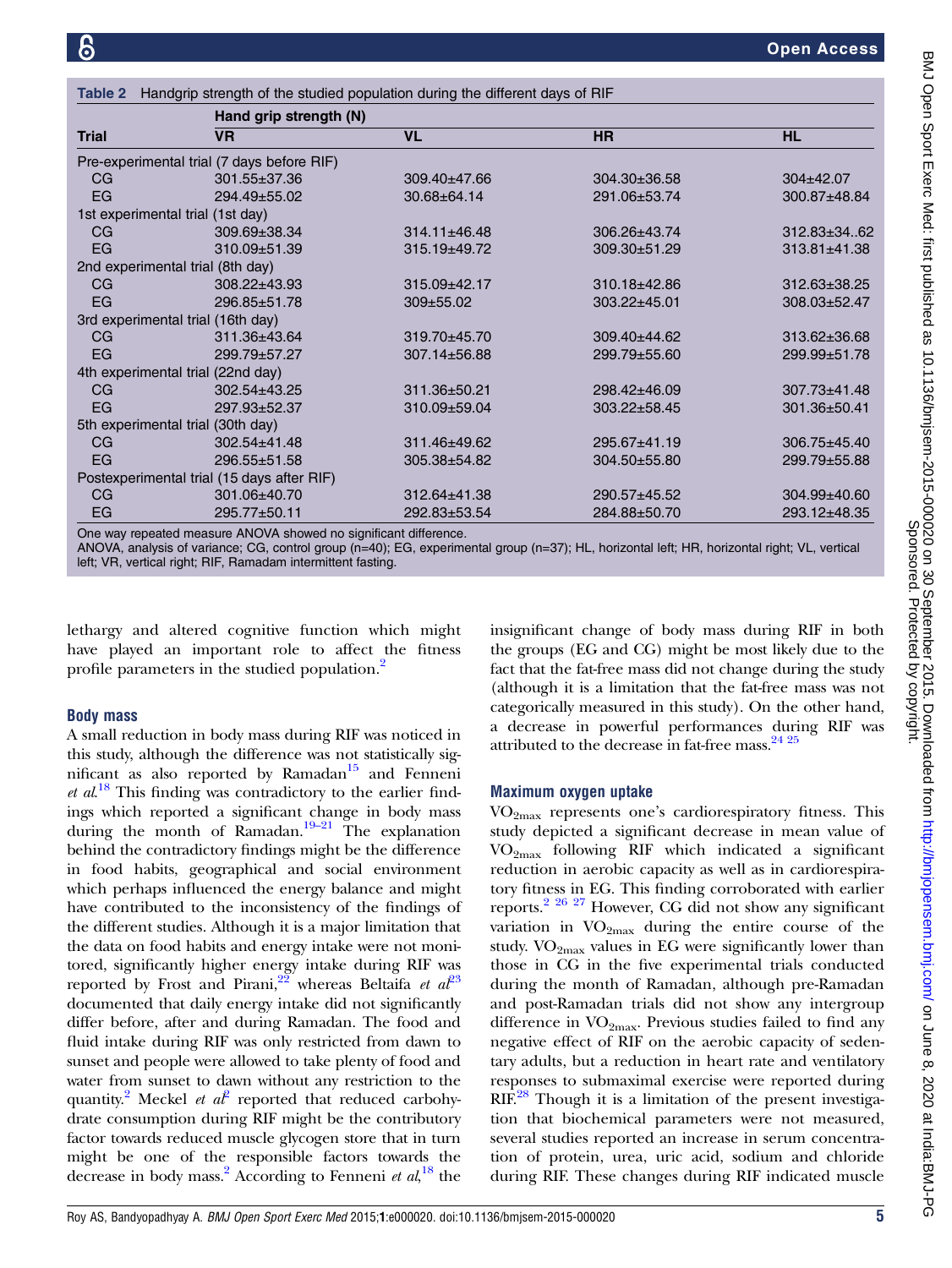**Table 2** Handgrip strength of the studied population during the different days of RIF

| Trial | Hand grip strength (N) | | | |
|---|---|---|---|---|
| | VR | VL | HR | HL |
| Pre-experimental trial (7 days before RIF) | | | | |
| CG | 301.55±37.36 | 309.40±47.66 | 304.30±36.58 | 304±42.07 |
| EG | 294.49±55.02 | 30.68±64.14 | 291.06±53.74 | 300.87±48.84 |
| 1st experimental trial (1st day) | | | | |
| CG | 309.69±38.34 | 314.11±46.48 | 306.26±43.74 | 312.83±34..62 |
| EG | 310.09±51.39 | 315.19±49.72 | 309.30±51.29 | 313.81±41.38 |
| 2nd experimental trial (8th day) | | | | |
| CG | 308.22±43.93 | 315.09±42.17 | 310.18±42.86 | 312.63±38.25 |
| EG | 296.85±51.78 | 309±55.02 | 303.22±45.01 | 308.03±52.47 |
| 3rd experimental trial (16th day) | | | | |
| CG | 311.36±43.64 | 319.70±45.70 | 309.40±44.62 | 313.62±36.68 |
| EG | 299.79±57.27 | 307.14±56.88 | 299.79±55.60 | 299.99±51.78 |
| 4th experimental trial (22nd day) | | | | |
| CG | 302.54±43.25 | 311.36±50.21 | 298.42±46.09 | 307.73±41.48 |
| EG | 297.93±52.37 | 310.09±59.04 | 303.22±58.45 | 301.36±50.41 |
| 5th experimental trial (30th day) | | | | |
| CG | 302.54±41.48 | 311.46±49.62 | 295.67±41.19 | 306.75±45.40 |
| EG | 296.55±51.58 | 305.38±54.82 | 304.50±55.80 | 299.79±55.88 |
| Postexperimental trial (15 days after RIF) | | | | |
| CG | 301.06±40.70 | 312.64±41.38 | 290.57±45.52 | 304.99±40.60 |
| EG | 295.77±50.11 | 292.83±53.54 | 284.88±50.70 | 293.12±48.35 |

One way repeated measure ANOVA showed no significant difference.
ANOVA, analysis of variance; CG, control group (n=40); EG, experimental group (n=37); HL, horizontal left; HR, horizontal right; VL, vertical left; VR, vertical right; RIF, Ramadam intermittent fasting.

lethargy and altered cognitive function which might have played an important role to affect the fitness profile parameters in the studied population.[2]

### Body mass

A small reduction in body mass during RIF was noticed in this study, although the difference was not statistically significant as also reported by Ramadan[15] and Fenneni *et al*.[18] This finding was contradictory to the earlier findings which reported a significant change in body mass during the month of Ramadan.[19–21] The explanation behind the contradictory findings might be the difference in food habits, geographical and social environment which perhaps influenced the energy balance and might have contributed to the inconsistency of the findings of the different studies. Although it is a major limitation that the data on food habits and energy intake were not monitored, significantly higher energy intake during RIF was reported by Frost and Pirani,[22] whereas Beltaifa *et al*[23] documented that daily energy intake did not significantly differ before, after and during Ramadan. The food and fluid intake during RIF was only restricted from dawn to sunset and people were allowed to take plenty of food and water from sunset to dawn without any restriction to the quantity.[2] Meckel *et al*[2] reported that reduced carbohydrate consumption during RIF might be the contributory factor towards reduced muscle glycogen store that in turn might be one of the responsible factors towards the decrease in body mass.[2] According to Fenneni *et al*,[18] the insignificant change of body mass during RIF in both the groups (EG and CG) might be most likely due to the fact that the fat-free mass did not change during the study (although it is a limitation that the fat-free mass was not categorically measured in this study). On the other hand, a decrease in powerful performances during RIF was attributed to the decrease in fat-free mass.[24 25]

### Maximum oxygen uptake

$VO_{2max}$ represents one's cardiorespiratory fitness. This study depicted a significant decrease in mean value of $VO_{2max}$ following RIF which indicated a significant reduction in aerobic capacity as well as in cardiorespiratory fitness in EG. This finding corroborated with earlier reports.[2 26 27] However, CG did not show any significant variation in $VO_{2max}$ during the entire course of the study. $VO_{2max}$ values in EG were significantly lower than those in CG in the five experimental trials conducted during the month of Ramadan, although pre-Ramadan and post-Ramadan trials did not show any intergroup difference in $VO_{2max}$. Previous studies failed to find any negative effect of RIF on the aerobic capacity of sedentary adults, but a reduction in heart rate and ventilatory responses to submaximal exercise were reported during RIF.[28] Though it is a limitation of the present investigation that biochemical parameters were not measured, several studies reported an increase in serum concentration of protein, urea, uric acid, sodium and chloride during RIF. These changes during RIF indicated muscle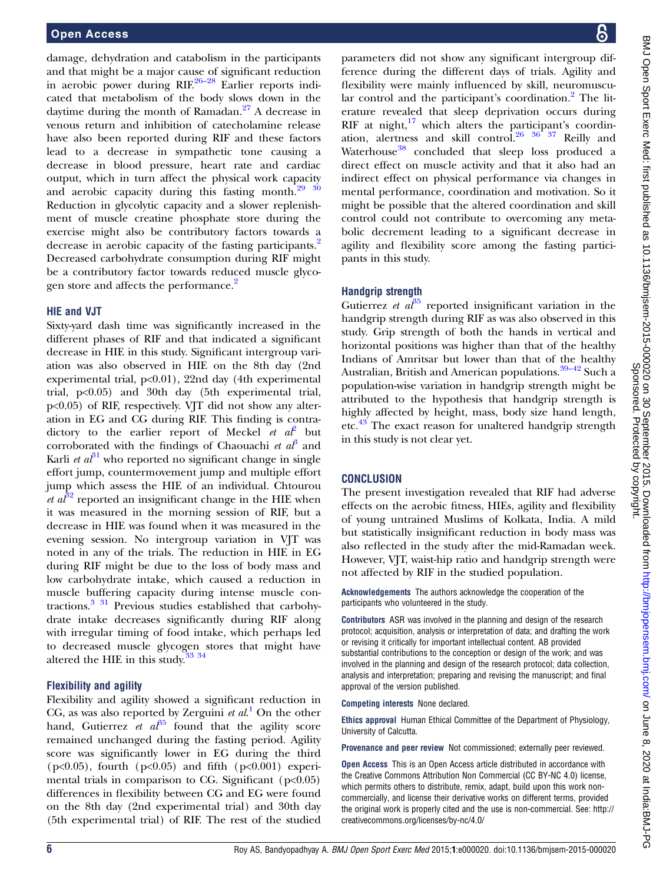damage, dehydration and catabolism in the participants and that might be a major cause of significant reduction in aerobic power during RIF.[26–28] Earlier reports indicated that metabolism of the body slows down in the daytime during the month of Ramadan.[27] A decrease in venous return and inhibition of catecholamine release have also been reported during RIF and these factors lead to a decrease in sympathetic tone causing a decrease in blood pressure, heart rate and cardiac output, which in turn affect the physical work capacity and aerobic capacity during this fasting month.[29 30] Reduction in glycolytic capacity and a slower replenishment of muscle creatine phosphate store during the exercise might also be contributory factors towards a decrease in aerobic capacity of the fasting participants.[2] Decreased carbohydrate consumption during RIF might be a contributory factor towards reduced muscle glycogen store and affects the performance.[2]

### HIE and VJT

Sixty-yard dash time was significantly increased in the different phases of RIF and that indicated a significant decrease in HIE in this study. Significant intergroup variation was also observed in HIE on the 8th day (2nd experimental trial, $p<0.01$), 22nd day (4th experimental trial, $p<0.05$) and 30th day (5th experimental trial, $p<0.05$) of RIF, respectively. VJT did not show any alteration in EG and CG during RIF. This finding is contradictory to the earlier report of Meckel *et al*[2] but corroborated with the findings of Chaouachi *et al*[3] and Karli *et al*[31] who reported no significant change in single effort jump, countermovement jump and multiple effort jump which assess the HIE of an individual. Chtourou *et al*[32] reported an insignificant change in the HIE when it was measured in the morning session of RIF, but a decrease in HIE was found when it was measured in the evening session. No intergroup variation in VJT was noted in any of the trials. The reduction in HIE in EG during RIF might be due to the loss of body mass and low carbohydrate intake, which caused a reduction in muscle buffering capacity during intense muscle contractions.[3 31] Previous studies established that carbohydrate intake decreases significantly during RIF along with irregular timing of food intake, which perhaps led to decreased muscle glycogen stores that might have altered the HIE in this study.[33 34]

### Flexibility and agility

Flexibility and agility showed a significant reduction in CG, as was also reported by Zerguini *et al*.[1] On the other hand, Gutierrez *et al*[35] found that the agility score remained unchanged during the fasting period. Agility score was significantly lower in EG during the third ($p<0.05$), fourth ($p<0.05$) and fifth ($p<0.001$) experimental trials in comparison to CG. Significant ($p<0.05$) differences in flexibility between CG and EG were found on the 8th day (2nd experimental trial) and 30th day (5th experimental trial) of RIF. The rest of the studied parameters did not show any significant intergroup difference during the different days of trials. Agility and flexibility were mainly influenced by skill, neuromuscular control and the participant's coordination.[2] The literature revealed that sleep deprivation occurs during RIF at night,[17] which alters the participant's coordination, alertness and skill control.[26 36 37] Reilly and Waterhouse[38] concluded that sleep loss produced a direct effect on muscle activity and that it also had an indirect effect on physical performance via changes in mental performance, coordination and motivation. So it might be possible that the altered coordination and skill control could not contribute to overcoming any metabolic decrement leading to a significant decrease in agility and flexibility score among the fasting participants in this study.

### Handgrip strength

Gutierrez *et al*[35] reported insignificant variation in the handgrip strength during RIF as was also observed in this study. Grip strength of both the hands in vertical and horizontal positions was higher than that of the healthy Indians of Amritsar but lower than that of the healthy Australian, British and American populations.[39–42] Such a population-wise variation in handgrip strength might be attributed to the hypothesis that handgrip strength is highly affected by height, mass, body size hand length, etc.[43] The exact reason for unaltered handgrip strength in this study is not clear yet.

## CONCLUSION

The present investigation revealed that RIF had adverse effects on the aerobic fitness, HIEs, agility and flexibility of young untrained Muslims of Kolkata, India. A mild but statistically insignificant reduction in body mass was also reflected in the study after the mid-Ramadan week. However, VJT, waist-hip ratio and handgrip strength were not affected by RIF in the studied population.

**Acknowledgements** The authors acknowledge the cooperation of the participants who volunteered in the study.

**Contributors** ASR was involved in the planning and design of the research protocol; acquisition, analysis or interpretation of data; and drafting the work or revising it critically for important intellectual content. AB provided substantial contributions to the conception or design of the work; and was involved in the planning and design of the research protocol; data collection, analysis and interpretation; preparing and revising the manuscript; and final approval of the version published.

**Competing interests** None declared.

**Ethics approval** Human Ethical Committee of the Department of Physiology, University of Calcutta.

**Provenance and peer review** Not commissioned; externally peer reviewed.

**Open Access** This is an Open Access article distributed in accordance with the Creative Commons Attribution Non Commercial (CC BY-NC 4.0) license, which permits others to distribute, remix, adapt, build upon this work non-commercially, and license their derivative works on different terms, provided the original work is properly cited and the use is non-commercial. See: http://creativecommons.org/licenses/by-nc/4.0/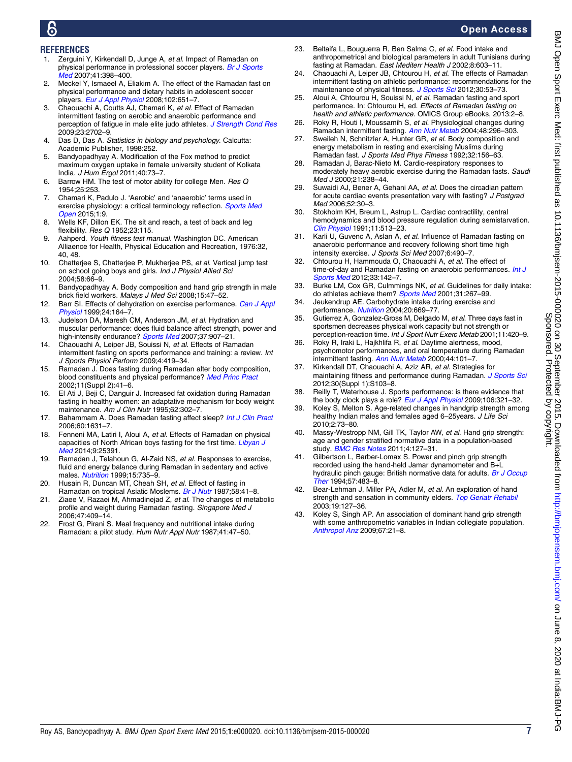## REFERENCES

1. Zerguini Y, Kirkendall D, Junge A, *et al*. Impact of Ramadan on physical performance in professional soccer players. *Br J Sports Med* 2007;41:398–400.
2. Meckel Y, Ismaeel A, Eliakim A. The effect of the Ramadan fast on physical performance and dietary habits in adolescent soccer players. *Eur J Appl Physiol* 2008;102:651–7.
3. Chaouachi A, Coutts AJ, Chamari K, *et al*. Effect of Ramadan intermittent fasting on aerobic and anaerobic performance and perception of fatigue in male elite judo athletes. *J Strength Cond Res* 2009;23:2702–9.
4. Das D, Das A. *Statistics in biology and psychology*. Calcutta: Academic Publisher, 1998:252.
5. Bandyopadhyay A. Modification of the Fox method to predict maximum oxygen uptake in female university student of Kolkata India. *J Hum Ergol* 2011;40:73–7.
6. Barrow HM. The test of motor ability for college Men. *Res Q* 1954;25:253.
7. Chamari K, Padulo J. 'Aerobic' and 'anaerobic' terms used in exercise physiology: a critical terminology reflection. *Sports Med Open* 2015;1:9.
8. Wells KF, Dillon EK. The sit and reach, a test of back and leg flexibility. *Res Q* 1952;23:115.
9. Aahperd. *Youth fitness test manual*. Washington DC. American Alliaence for Health, Physical Education and Recreation, 1976:32, 40, 48.
10. Chatterjee S, Chatterjee P, Mukherjee PS, *et al*. Vertical jump test on school going boys and girls. *Ind J Physiol Allied Sci* 2004;58:66–9.
11. Bandyopadhyay A. Body composition and hand grip strength in male brick field workers. *Malays J Med Sci* 2008;15:47–52.
12. Barr SI. Effects of dehydration on exercise performance. *Can J Appl Physiol* 1999;24:164–7.
13. Judelson DA, Maresh CM, Anderson JM, *et al*. Hydration and muscular performance: does fluid balance affect strength, power and high-intensity endurance? *Sports Med* 2007;37:907–21.
14. Chaouachi A, Leiper JB, Souissi N, *et al*. Effects of Ramadan intermittent fasting on sports performance and training: a review. *Int J Sports Physiol Perform* 2009;4:419–34.
15. Ramadan J. Does fasting during Ramadan alter body composition, blood constituents and physical performance? *Med Princ Pract* 2002;11(Suppl 2):41–6.
16. El Ati J, Beji C, Danguir J. Increased fat oxidation during Ramadan fasting in healthy women: an adaptative mechanism for body weight maintenance. *Am J Clin Nutr* 1995;62:302–7.
17. Bahammam A. Does Ramadan fasting affect sleep? *Int J Clin Pract* 2006;60:1631–7.
18. Fenneni MA, Latiri I, Aloui A, *et al*. Effects of Ramadan on physical capacities of North African boys fasting for the first time. *Libyan J Med* 2014;9:25391.
19. Ramadan J, Telahoun G, Al-Zaid NS, *et al*. Responses to exercise, fluid and energy balance during Ramadan in sedentary and active males. *Nutrition* 1999;15:735–9.
20. Husain R, Duncan MT, Cheah SH, *et al*. Effect of fasting in Ramadan on tropical Asiatic Moslems. *Br J Nutr* 1987;58:41–8.
21. Ziaee V, Razaei M, Ahmadinejad Z, *et al*. The changes of metabolic profile and weight during Ramadan fasting. *Singapore Med J* 2006;47:409–14.
22. Frost G, Pirani S. Meal frequency and nutritional intake during Ramadan: a pilot study. *Hum Nutr Appl Nutr* 1987;41:47–50.
23. Beltaifa L, Bouguerra R, Ben Salma C, *et al*. Food intake and anthropometrical and biological parameters in adult Tunisians during fasting at Ramadan. *East Mediterr Health J* 2002;8:603–11.
24. Chaouachi A, Leiper JB, Chtourou H, *et al*. The effects of Ramadan intermittent fasting on athletic performance: recommendations for the maintenance of physical fitness. *J Sports Sci* 2012;30:53–73.
25. Aloui A, Chtourou H, Souissi N, *et al*. Ramadan fasting and sport performance. In: Chtourou H, ed. *Effects of Ramadan fasting on health and athletic performance*. OMICS Group eBooks, 2013:2–8.
26. Roky R, Houti I, Moussamih S, *et al*. Physiological changes during Ramadan intermittent fasting. *Ann Nutr Metab* 2004;48:296–303.
27. Sweileh N, Schnitzler A, Hunter GR, *et al*. Body composition and energy metabolism in resting and exercising Muslims during Ramadan fast. *J Sports Med Phys Fitness* 1992;32:156–63.
28. Ramadan J, Barac-Nieto M. Cardio-respiratory responses to moderately heavy aerobic exercise during the Ramadan fasts. *Saudi Med J* 2000;21:238–44.
29. Suwaidi AJ, Bener A, Gehani AA, *et al*. Does the circadian pattern for acute cardiac events presentation vary with fasting? *J Postgrad Med* 2006;52:30–3.
30. Stokholm KH, Breum L, Astrup L. Cardiac contractility, central hemodynamics and blood pressure regulation during semistarvation. *Clin Physiol* 1991;11:513–23.
31. Karli U, Guvenc A, Aslan A, *et al*. Influence of Ramadan fasting on anaerobic performance and recovery following short time high intensity exercise. *J Sports Sci Med* 2007;6:490–7.
32. Chtourou H, Hammouda O, Chaouachi A, *et al*. The effect of time-of-day and Ramadan fasting on anaerobic performances. *Int J Sports Med* 2012;33:142–7.
33. Burke LM, Cox GR, Culmmings NK, *et al*. Guidelines for daily intake: do athletes achieve them? *Sports Med* 2001;31:267–99.
34. Jeukendrup AE. Carbohydrate intake during exercise and performance. *Nutrition* 2004;20:669–77.
35. Gutierrez A, Gonzalez-Gross M, Delgado M, *et al*. Three days fast in sportsmen decreases physical work capacity but not strength or perception-reaction time. *Int J Sport Nutr Exerc Metab* 2001;11:420–9.
36. Roky R, Iraki L, Hajkhlifa R, *et al*. Daytime alertness, mood, psychomotor performances, and oral temperature during Ramadan intermittent fasting. *Ann Nutr Metab* 2000;44:101–7.
37. Kirkendall DT, Chaouachi A, Aziz AR, *et al*. Strategies for maintaining fitness and performance during Ramadan. *J Sports Sci* 2012;30(Suppl 1):S103–8.
38. Reilly T, Waterhouse J. Sports performance: is there evidence that the body clock plays a role? *Eur J Appl Physiol* 2009;106:321–32.
39. Koley S, Melton S. Age-related changes in handgrip strength among healthy Indian males and females aged 6–25years. *J Life Sci* 2010;2:73–80.
40. Massy-Westropp NM, Gill TK, Taylor AW, *et al*. Hand grip strength: age and gender stratified normative data in a population-based study. *BMC Res Notes* 2011;4:127–31.
41. Gilbertson L, Barber-Lomax S. Power and pinch grip strength recorded using the hand-held Jamar dynamometer and B+L hydraulic pinch gauge: British normative data for adults. *Br J Occup Ther* 1994;57:483–8.
42. Bear-Lehman J, Miller PA, Adler M, *et al*. An exploration of hand strength and sensation in community elders. *Top Geriatr Rehabil* 2003;19:127–36.
43. Koley S, Singh AP. An association of dominant hand grip strength with some anthropometric variables in Indian collegiate population. *Anthropol Anz* 2009;67:21–8.